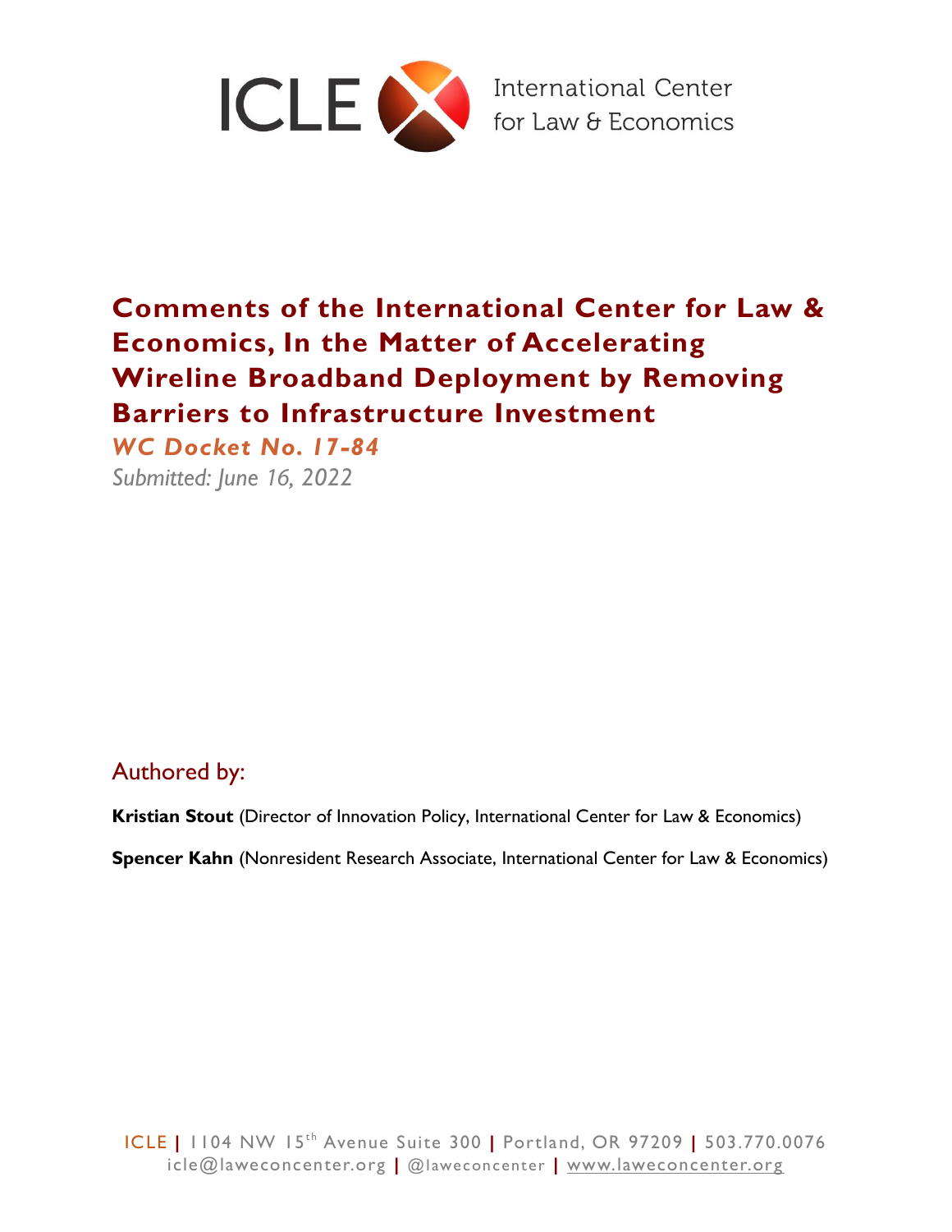ICLE International Center for Law & Economics

# Comments of the International Center for Law & Economics, In the Matter of Accelerating Wireline Broadband Deployment by Removing Barriers to Infrastructure Investment

***WC Docket No. 17-84***

*Submitted: June 16, 2022*

## Authored by:

**Kristian Stout** (Director of Innovation Policy, International Center for Law & Economics)

**Spencer Kahn** (Nonresident Research Associate, International Center for Law & Economics)

ICLE | 1104 NW 15th Avenue Suite 300 | Portland, OR 97209 | 503.770.0076
icle@laweconcenter.org | @laweconcenter | www.laweconcenter.org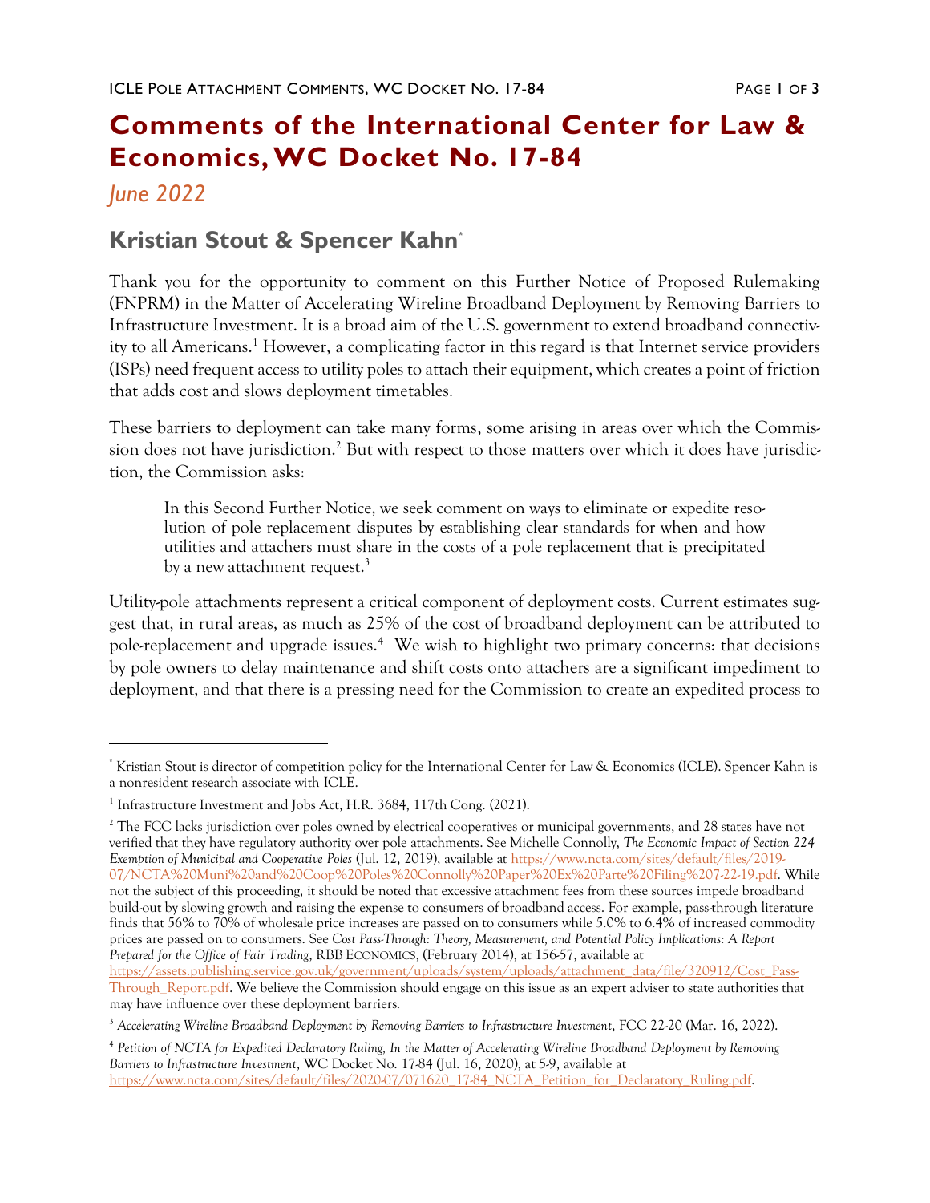# Comments of the International Center for Law & Economics, WC Docket No. 17-84

*June 2022*

## Kristian Stout & Spencer Kahn[*]

Thank you for the opportunity to comment on this Further Notice of Proposed Rulemaking (FNPRM) in the Matter of Accelerating Wireline Broadband Deployment by Removing Barriers to Infrastructure Investment. It is a broad aim of the U.S. government to extend broadband connectivity to all Americans.[1] However, a complicating factor in this regard is that Internet service providers (ISPs) need frequent access to utility poles to attach their equipment, which creates a point of friction that adds cost and slows deployment timetables.

These barriers to deployment can take many forms, some arising in areas over which the Commission does not have jurisdiction.[2] But with respect to those matters over which it does have jurisdiction, the Commission asks:

> In this Second Further Notice, we seek comment on ways to eliminate or expedite resolution of pole replacement disputes by establishing clear standards for when and how utilities and attachers must share in the costs of a pole replacement that is precipitated by a new attachment request.[3]

Utility-pole attachments represent a critical component of deployment costs. Current estimates suggest that, in rural areas, as much as 25% of the cost of broadband deployment can be attributed to pole-replacement and upgrade issues.[4] We wish to highlight two primary concerns: that decisions by pole owners to delay maintenance and shift costs onto attachers are a significant impediment to deployment, and that there is a pressing need for the Commission to create an expedited process to

---

[*] Kristian Stout is director of competition policy for the International Center for Law & Economics (ICLE). Spencer Kahn is a nonresident research associate with ICLE.

[1] Infrastructure Investment and Jobs Act, H.R. 3684, 117th Cong. (2021).

[2] The FCC lacks jurisdiction over poles owned by electrical cooperatives or municipal governments, and 28 states have not verified that they have regulatory authority over pole attachments. See Michelle Connolly, *The Economic Impact of Section 224 Exemption of Municipal and Cooperative Poles* (Jul. 12, 2019), available at https://www.ncta.com/sites/default/files/2019-07/NCTA%20Muni%20and%20Coop%20Poles%20Connolly%20Paper%20Ex%20Parte%20Filing%207-22-19.pdf. While not the subject of this proceeding, it should be noted that excessive attachment fees from these sources impede broadband build-out by slowing growth and raising the expense to consumers of broadband access. For example, pass-through literature finds that 56% to 70% of wholesale price increases are passed on to consumers while 5.0% to 6.4% of increased commodity prices are passed on to consumers. See *Cost Pass-Through: Theory, Measurement, and Potential Policy Implications: A Report Prepared for the Office of Fair Trading*, RBB ECONOMICS, (February 2014), at 156-57, available at https://assets.publishing.service.gov.uk/government/uploads/system/uploads/attachment_data/file/320912/Cost_Pass-Through_Report.pdf. We believe the Commission should engage on this issue as an expert adviser to state authorities that may have influence over these deployment barriers.

[3] *Accelerating Wireline Broadband Deployment by Removing Barriers to Infrastructure Investment*, FCC 22-20 (Mar. 16, 2022).

[4] *Petition of NCTA for Expedited Declaratory Ruling, In the Matter of Accelerating Wireline Broadband Deployment by Removing Barriers to Infrastructure Investment*, WC Docket No. 17-84 (Jul. 16, 2020), at 5-9, available at https://www.ncta.com/sites/default/files/2020-07/071620_17-84_NCTA_Petition_for_Declaratory_Ruling.pdf.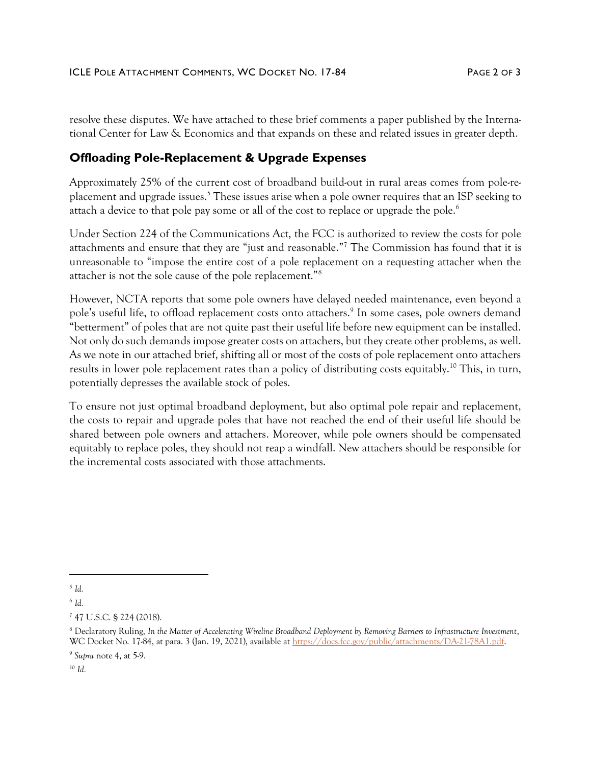resolve these disputes. We have attached to these brief comments a paper published by the International Center for Law & Economics and that expands on these and related issues in greater depth.

## Offloading Pole-Replacement & Upgrade Expenses

Approximately 25% of the current cost of broadband build-out in rural areas comes from pole-replacement and upgrade issues.[5] These issues arise when a pole owner requires that an ISP seeking to attach a device to that pole pay some or all of the cost to replace or upgrade the pole.[6]

Under Section 224 of the Communications Act, the FCC is authorized to review the costs for pole attachments and ensure that they are "just and reasonable."[7] The Commission has found that it is unreasonable to "impose the entire cost of a pole replacement on a requesting attacher when the attacher is not the sole cause of the pole replacement."[8]

However, NCTA reports that some pole owners have delayed needed maintenance, even beyond a pole's useful life, to offload replacement costs onto attachers.[9] In some cases, pole owners demand "betterment" of poles that are not quite past their useful life before new equipment can be installed. Not only do such demands impose greater costs on attachers, but they create other problems, as well. As we note in our attached brief, shifting all or most of the costs of pole replacement onto attachers results in lower pole replacement rates than a policy of distributing costs equitably.[10] This, in turn, potentially depresses the available stock of poles.

To ensure not just optimal broadband deployment, but also optimal pole repair and replacement, the costs to repair and upgrade poles that have not reached the end of their useful life should be shared between pole owners and attachers. Moreover, while pole owners should be compensated equitably to replace poles, they should not reap a windfall. New attachers should be responsible for the incremental costs associated with those attachments.

---

[5] *Id.*

[6] *Id.*

[7] 47 U.S.C. § 224 (2018).

[8] Declaratory Ruling, *In the Matter of Accelerating Wireline Broadband Deployment by Removing Barriers to Infrastructure Investment*, WC Docket No. 17-84, at para. 3 (Jan. 19, 2021), available at https://docs.fcc.gov/public/attachments/DA-21-78A1.pdf.

[9] *Supra* note 4, at 5-9.

[10] *Id.*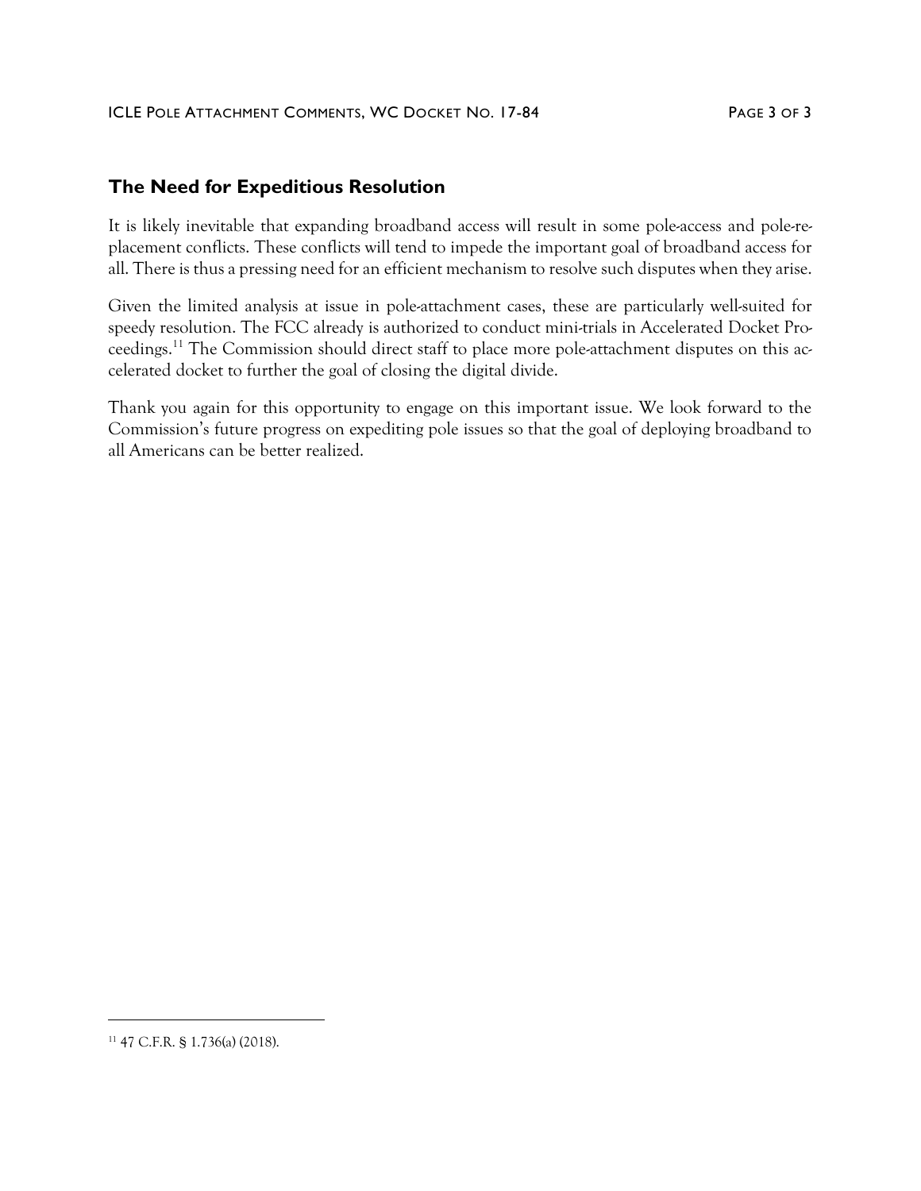## The Need for Expeditious Resolution

It is likely inevitable that expanding broadband access will result in some pole-access and pole-replacement conflicts. These conflicts will tend to impede the important goal of broadband access for all. There is thus a pressing need for an efficient mechanism to resolve such disputes when they arise.

Given the limited analysis at issue in pole-attachment cases, these are particularly well-suited for speedy resolution. The FCC already is authorized to conduct mini-trials in Accelerated Docket Proceedings.[11] The Commission should direct staff to place more pole-attachment disputes on this accelerated docket to further the goal of closing the digital divide.

Thank you again for this opportunity to engage on this important issue. We look forward to the Commission's future progress on expediting pole issues so that the goal of deploying broadband to all Americans can be better realized.

---

[11] 47 C.F.R. § 1.736(a) (2018).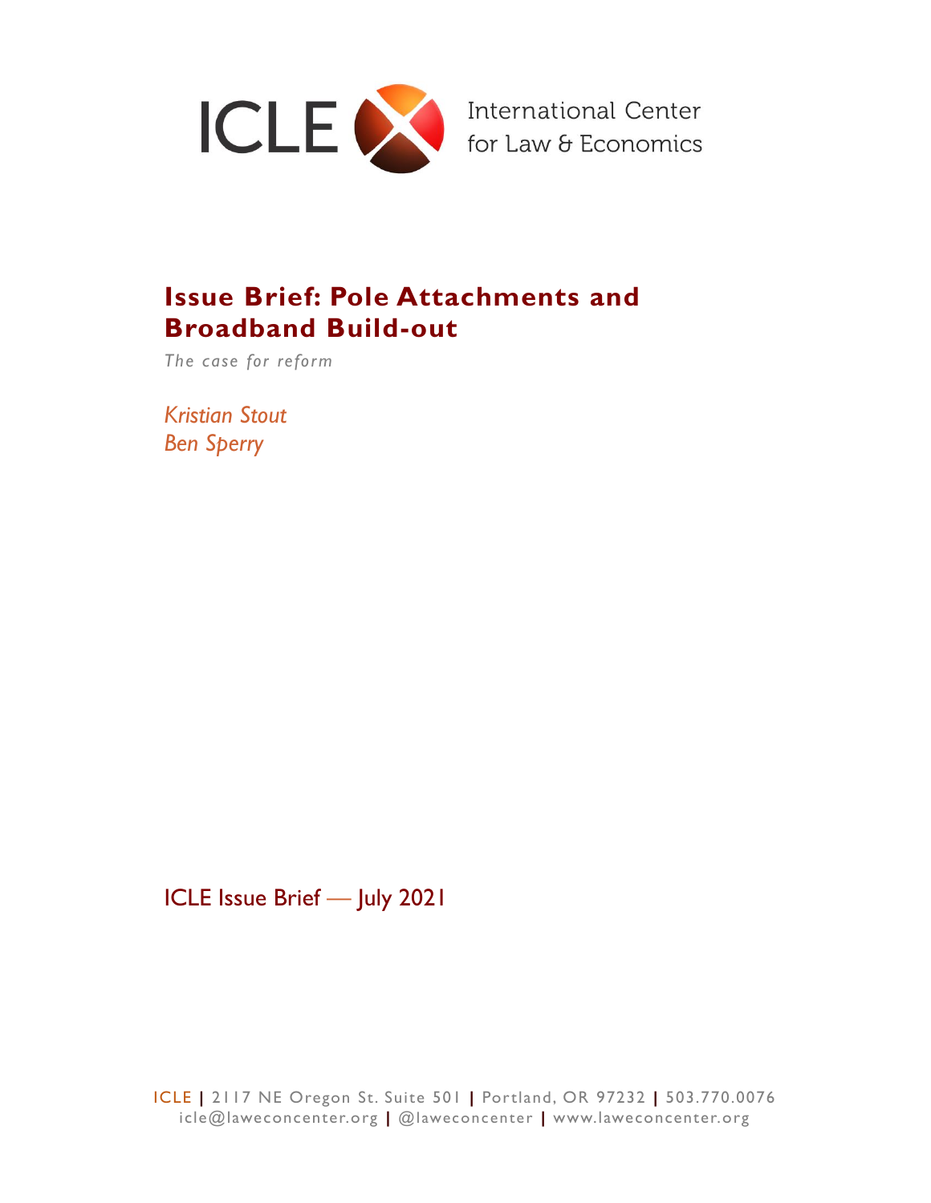ICLE

International Center for Law & Economics

# Issue Brief: Pole Attachments and Broadband Build-out

*The case for reform*

*Kristian Stout*
*Ben Sperry*

ICLE Issue Brief — July 2021

ICLE | 2117 NE Oregon St. Suite 501 | Portland, OR 97232 | 503.770.0076
icle@laweconcenter.org | @laweconcenter | www.laweconcenter.org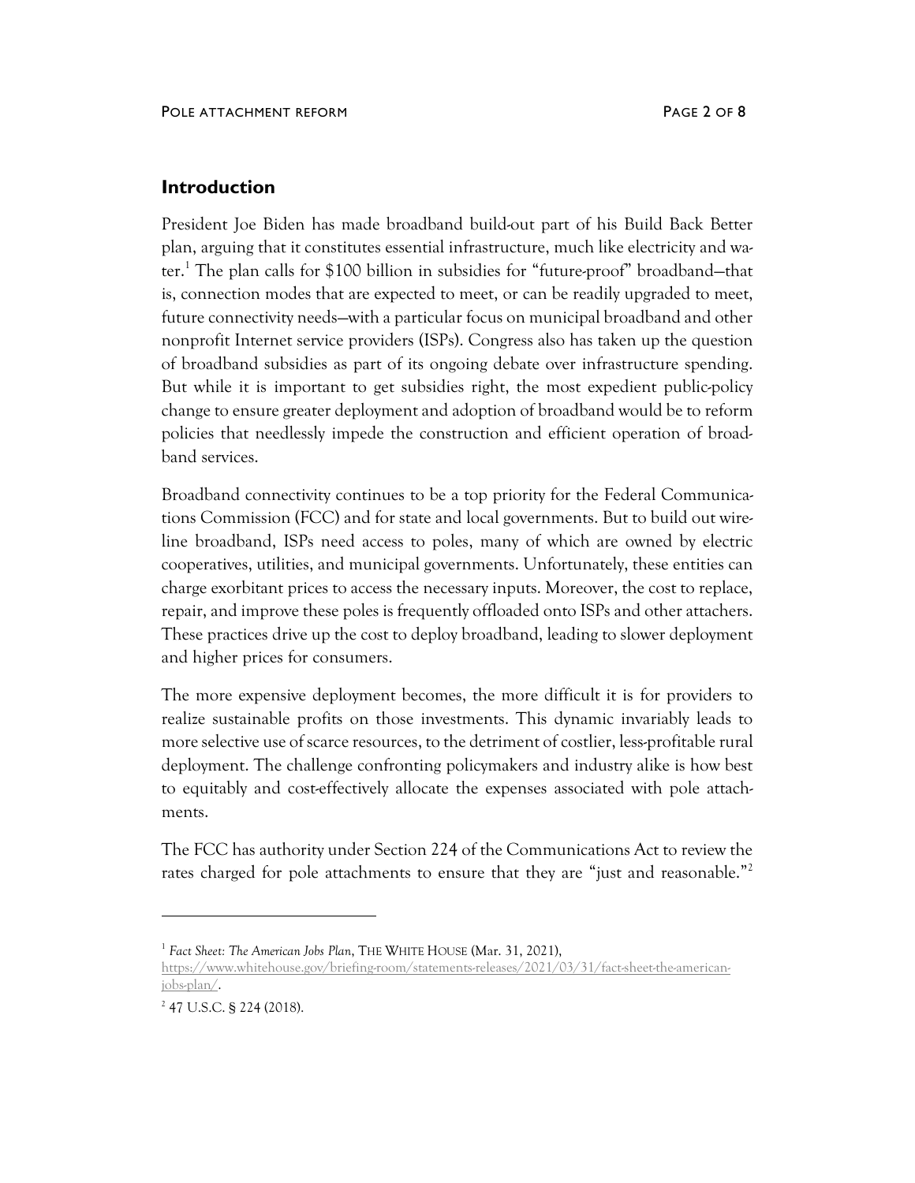## Introduction

President Joe Biden has made broadband build-out part of his Build Back Better plan, arguing that it constitutes essential infrastructure, much like electricity and water.[1] The plan calls for $100 billion in subsidies for "future-proof" broadband—that is, connection modes that are expected to meet, or can be readily upgraded to meet, future connectivity needs—with a particular focus on municipal broadband and other nonprofit Internet service providers (ISPs). Congress also has taken up the question of broadband subsidies as part of its ongoing debate over infrastructure spending. But while it is important to get subsidies right, the most expedient public-policy change to ensure greater deployment and adoption of broadband would be to reform policies that needlessly impede the construction and efficient operation of broadband services.

Broadband connectivity continues to be a top priority for the Federal Communications Commission (FCC) and for state and local governments. But to build out wireline broadband, ISPs need access to poles, many of which are owned by electric cooperatives, utilities, and municipal governments. Unfortunately, these entities can charge exorbitant prices to access the necessary inputs. Moreover, the cost to replace, repair, and improve these poles is frequently offloaded onto ISPs and other attachers. These practices drive up the cost to deploy broadband, leading to slower deployment and higher prices for consumers.

The more expensive deployment becomes, the more difficult it is for providers to realize sustainable profits on those investments. This dynamic invariably leads to more selective use of scarce resources, to the detriment of costlier, less-profitable rural deployment. The challenge confronting policymakers and industry alike is how best to equitably and cost-effectively allocate the expenses associated with pole attachments.

The FCC has authority under Section 224 of the Communications Act to review the rates charged for pole attachments to ensure that they are "just and reasonable."[2]

---

[1] *Fact Sheet: The American Jobs Plan*, THE WHITE HOUSE (Mar. 31, 2021), https://www.whitehouse.gov/briefing-room/statements-releases/2021/03/31/fact-sheet-the-american-jobs-plan/.

[2] 47 U.S.C. § 224 (2018).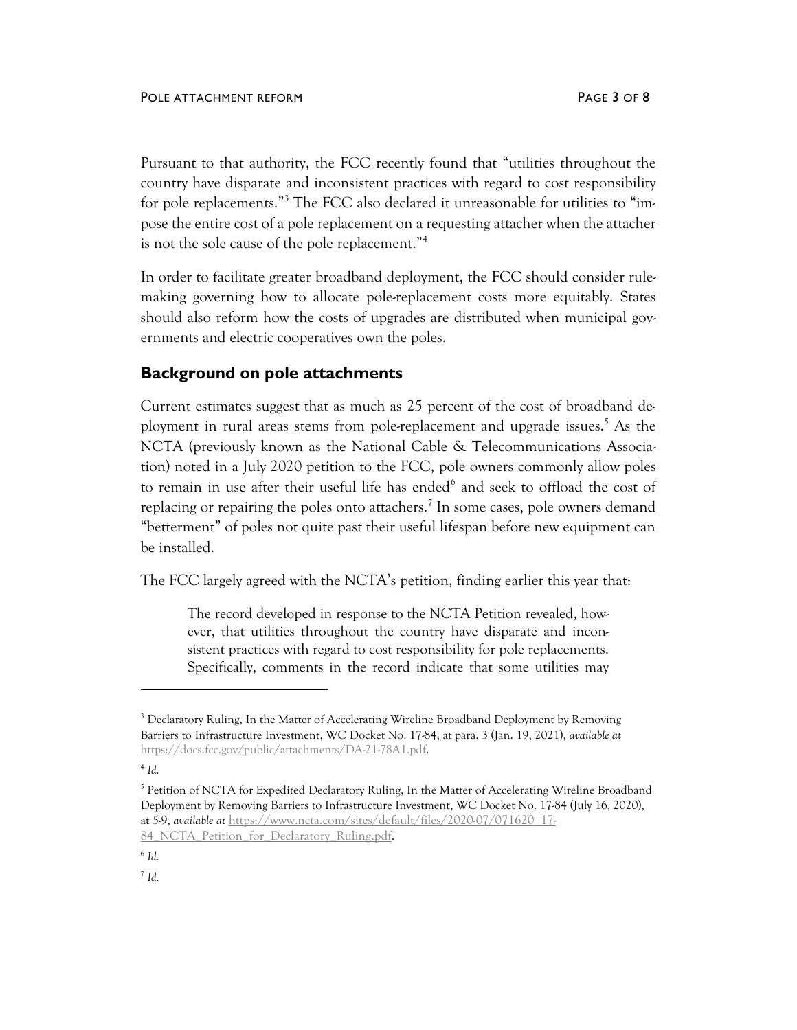Pursuant to that authority, the FCC recently found that "utilities throughout the country have disparate and inconsistent practices with regard to cost responsibility for pole replacements."[3] The FCC also declared it unreasonable for utilities to "impose the entire cost of a pole replacement on a requesting attacher when the attacher is not the sole cause of the pole replacement."[4]

In order to facilitate greater broadband deployment, the FCC should consider rulemaking governing how to allocate pole-replacement costs more equitably. States should also reform how the costs of upgrades are distributed when municipal governments and electric cooperatives own the poles.

## Background on pole attachments

Current estimates suggest that as much as 25 percent of the cost of broadband deployment in rural areas stems from pole-replacement and upgrade issues.[5] As the NCTA (previously known as the National Cable & Telecommunications Association) noted in a July 2020 petition to the FCC, pole owners commonly allow poles to remain in use after their useful life has ended[6] and seek to offload the cost of replacing or repairing the poles onto attachers.[7] In some cases, pole owners demand "betterment" of poles not quite past their useful lifespan before new equipment can be installed.

The FCC largely agreed with the NCTA's petition, finding earlier this year that:

> The record developed in response to the NCTA Petition revealed, however, that utilities throughout the country have disparate and inconsistent practices with regard to cost responsibility for pole replacements. Specifically, comments in the record indicate that some utilities may

---

[3] Declaratory Ruling, In the Matter of Accelerating Wireline Broadband Deployment by Removing Barriers to Infrastructure Investment, WC Docket No. 17-84, at para. 3 (Jan. 19, 2021), *available at* https://docs.fcc.gov/public/attachments/DA-21-78A1.pdf.

[4] *Id.*

[5] Petition of NCTA for Expedited Declaratory Ruling, In the Matter of Accelerating Wireline Broadband Deployment by Removing Barriers to Infrastructure Investment, WC Docket No. 17-84 (July 16, 2020), at 5-9, *available at* https://www.ncta.com/sites/default/files/2020-07/071620_17-84_NCTA_Petition_for_Declaratory_Ruling.pdf.

[6] *Id.*

[7] *Id.*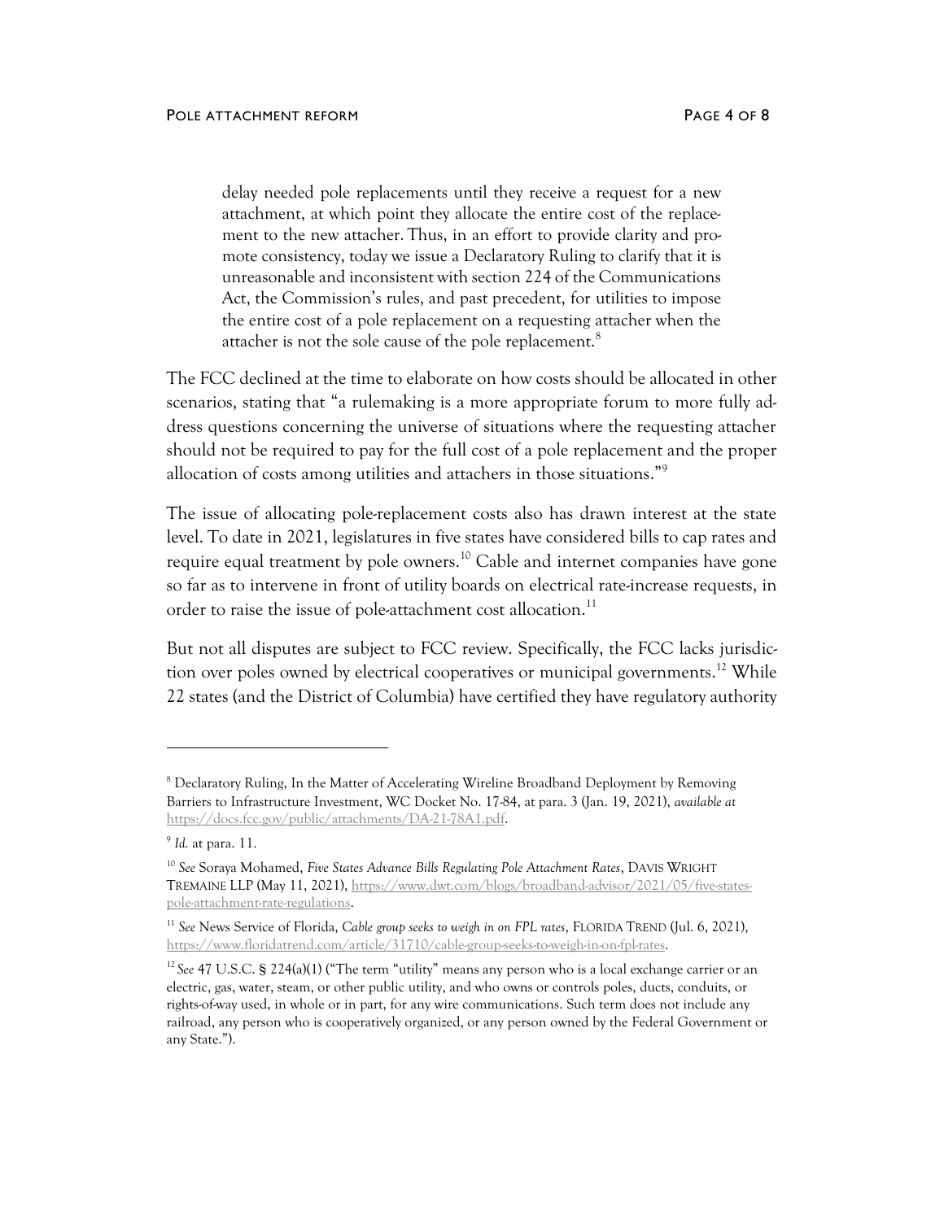> delay needed pole replacements until they receive a request for a new attachment, at which point they allocate the entire cost of the replacement to the new attacher. Thus, in an effort to provide clarity and promote consistency, today we issue a Declaratory Ruling to clarify that it is unreasonable and inconsistent with section 224 of the Communications Act, the Commission's rules, and past precedent, for utilities to impose the entire cost of a pole replacement on a requesting attacher when the attacher is not the sole cause of the pole replacement.[8]

The FCC declined at the time to elaborate on how costs should be allocated in other scenarios, stating that "a rulemaking is a more appropriate forum to more fully address questions concerning the universe of situations where the requesting attacher should not be required to pay for the full cost of a pole replacement and the proper allocation of costs among utilities and attachers in those situations."[9]

The issue of allocating pole-replacement costs also has drawn interest at the state level. To date in 2021, legislatures in five states have considered bills to cap rates and require equal treatment by pole owners.[10] Cable and internet companies have gone so far as to intervene in front of utility boards on electrical rate-increase requests, in order to raise the issue of pole-attachment cost allocation.[11]

But not all disputes are subject to FCC review. Specifically, the FCC lacks jurisdiction over poles owned by electrical cooperatives or municipal governments.[12] While 22 states (and the District of Columbia) have certified they have regulatory authority

---

[8] Declaratory Ruling, In the Matter of Accelerating Wireline Broadband Deployment by Removing Barriers to Infrastructure Investment, WC Docket No. 17-84, at para. 3 (Jan. 19, 2021), *available at* https://docs.fcc.gov/public/attachments/DA-21-78A1.pdf.

[9] *Id.* at para. 11.

[10] *See* Soraya Mohamed, *Five States Advance Bills Regulating Pole Attachment Rates*, DAVIS WRIGHT TREMAINE LLP (May 11, 2021), https://www.dwt.com/blogs/broadband-advisor/2021/05/five-states-pole-attachment-rate-regulations.

[11] *See* News Service of Florida, *Cable group seeks to weigh in on FPL rates*, FLORIDA TREND (Jul. 6, 2021), https://www.floridatrend.com/article/31710/cable-group-seeks-to-weigh-in-on-fpl-rates.

[12] *See* 47 U.S.C. § 224(a)(1) ("The term "utility" means any person who is a local exchange carrier or an electric, gas, water, steam, or other public utility, and who owns or controls poles, ducts, conduits, or rights-of-way used, in whole or in part, for any wire communications. Such term does not include any railroad, any person who is cooperatively organized, or any person owned by the Federal Government or any State.").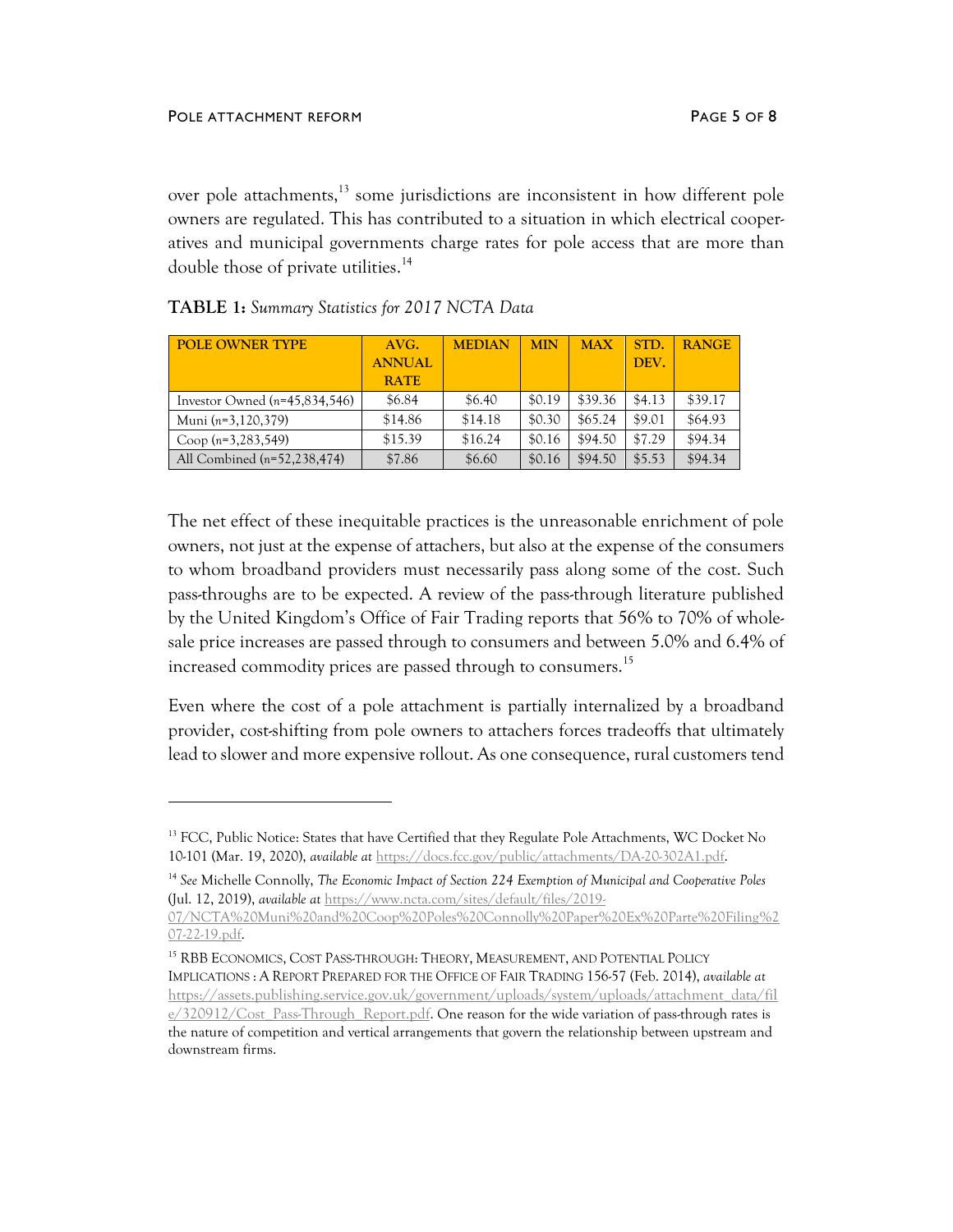over pole attachments,[13] some jurisdictions are inconsistent in how different pole owners are regulated. This has contributed to a situation in which electrical cooperatives and municipal governments charge rates for pole access that are more than double those of private utilities.[14]

**TABLE 1:** *Summary Statistics for 2017 NCTA Data*

| POLE OWNER TYPE | AVG. ANNUAL RATE | MEDIAN | MIN | MAX | STD. DEV. | RANGE |
|---|---|---|---|---|---|---|
| Investor Owned (*n*=45,834,546) | $6.84 | $6.40 | $0.19 | $39.36 | $4.13 | $39.17 |
| Muni (*n*=3,120,379) | $14.86 | $14.18 | $0.30 | $65.24 | $9.01 | $64.93 |
| Coop (*n*=3,283,549) | $15.39 | $16.24 | $0.16 | $94.50 | $7.29 | $94.34 |
| All Combined (*n*=52,238,474) | $7.86 | $6.60 | $0.16 | $94.50 | $5.53 | $94.34 |

The net effect of these inequitable practices is the unreasonable enrichment of pole owners, not just at the expense of attachers, but also at the expense of the consumers to whom broadband providers must necessarily pass along some of the cost. Such pass-throughs are to be expected. A review of the pass-through literature published by the United Kingdom's Office of Fair Trading reports that 56% to 70% of wholesale price increases are passed through to consumers and between 5.0% and 6.4% of increased commodity prices are passed through to consumers.[15]

Even where the cost of a pole attachment is partially internalized by a broadband provider, cost-shifting from pole owners to attachers forces tradeoffs that ultimately lead to slower and more expensive rollout. As one consequence, rural customers tend

---

[13] FCC, Public Notice: States that have Certified that they Regulate Pole Attachments, WC Docket No 10-101 (Mar. 19, 2020), *available at* https://docs.fcc.gov/public/attachments/DA-20-302A1.pdf.

[14] *See* Michelle Connolly, *The Economic Impact of Section 224 Exemption of Municipal and Cooperative Poles* (Jul. 12, 2019), *available at* https://www.ncta.com/sites/default/files/2019-07/NCTA%20Muni%20and%20Coop%20Poles%20Connolly%20Paper%20Ex%20Parte%20Filing%207-22-19.pdf.

[15] RBB ECONOMICS, COST PASS-THROUGH: THEORY, MEASUREMENT, AND POTENTIAL POLICY IMPLICATIONS : A REPORT PREPARED FOR THE OFFICE OF FAIR TRADING 156-57 (Feb. 2014), *available at* https://assets.publishing.service.gov.uk/government/uploads/system/uploads/attachment_data/file/320912/Cost_Pass-Through_Report.pdf. One reason for the wide variation of pass-through rates is the nature of competition and vertical arrangements that govern the relationship between upstream and downstream firms.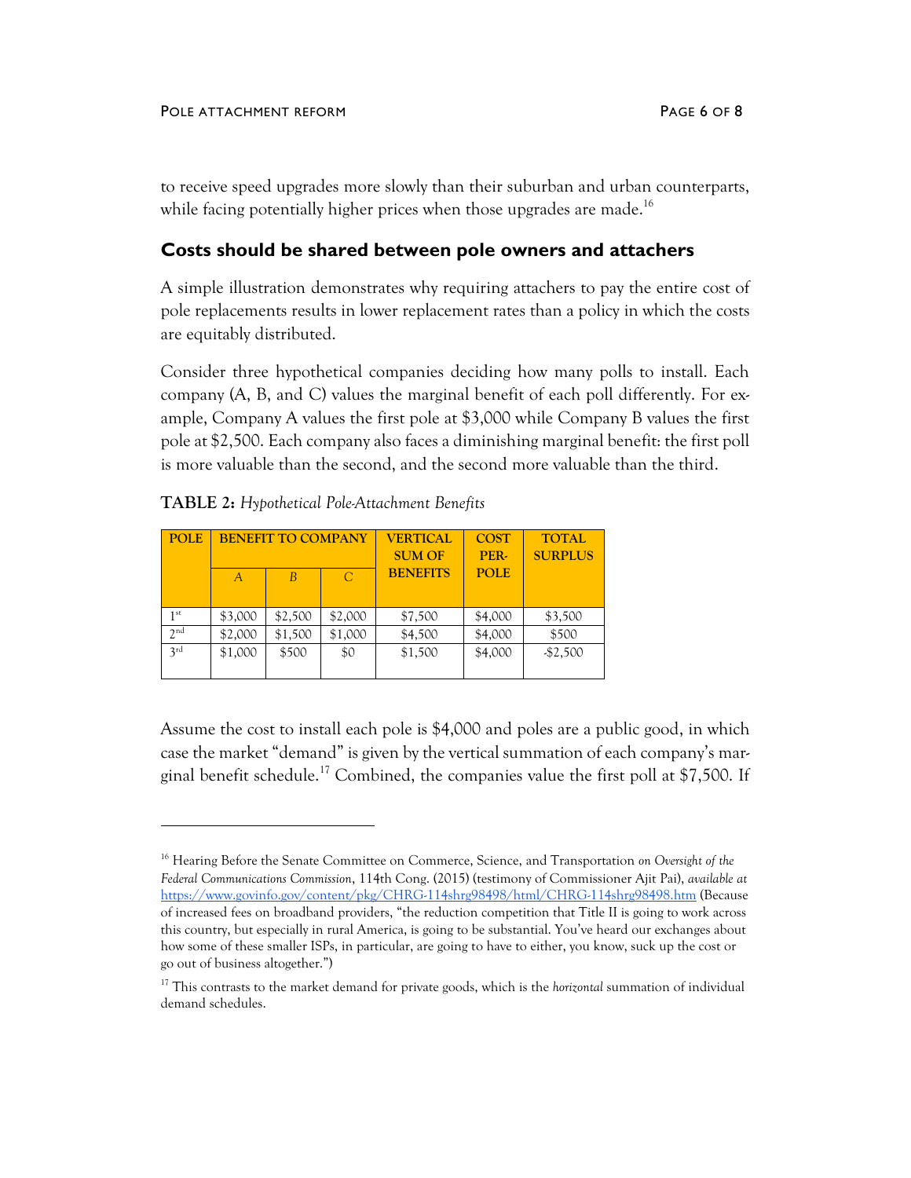to receive speed upgrades more slowly than their suburban and urban counterparts, while facing potentially higher prices when those upgrades are made.[16]

## Costs should be shared between pole owners and attachers

A simple illustration demonstrates why requiring attachers to pay the entire cost of pole replacements results in lower replacement rates than a policy in which the costs are equitably distributed.

Consider three hypothetical companies deciding how many polls to install. Each company (A, B, and C) values the marginal benefit of each poll differently. For example, Company A values the first pole at $3,000 while Company B values the first pole at $2,500. Each company also faces a diminishing marginal benefit: the first poll is more valuable than the second, and the second more valuable than the third.

**TABLE 2:** *Hypothetical Pole-Attachment Benefits*

| POLE | BENEFIT TO COMPANY | | | VERTICAL SUM OF BENEFITS | COST PER-POLE | TOTAL SURPLUS |
|---|---|---|---|---|---|---|
| | *A* | *B* | *C* | | | |
| 1st | $3,000 | $2,500 | $2,000 | $7,500 | $4,000 | $3,500 |
| 2nd | $2,000 | $1,500 | $1,000 | $4,500 | $4,000 | $500 |
| 3rd | $1,000 | $500 | $0 | $1,500 | $4,000 | -$2,500 |

Assume the cost to install each pole is $4,000 and poles are a public good, in which case the market "demand" is given by the vertical summation of each company's marginal benefit schedule.[17] Combined, the companies value the first poll at $7,500. If

[16] Hearing Before the Senate Committee on Commerce, Science, and Transportation *on Oversight of the Federal Communications Commission*, 114th Cong. (2015) (testimony of Commissioner Ajit Pai), *available at* https://www.govinfo.gov/content/pkg/CHRG-114shrg98498/html/CHRG-114shrg98498.htm (Because of increased fees on broadband providers, "the reduction competition that Title II is going to work across this country, but especially in rural America, is going to be substantial. You've heard our exchanges about how some of these smaller ISPs, in particular, are going to have to either, you know, suck up the cost or go out of business altogether.")

[17] This contrasts to the market demand for private goods, which is the *horizontal* summation of individual demand schedules.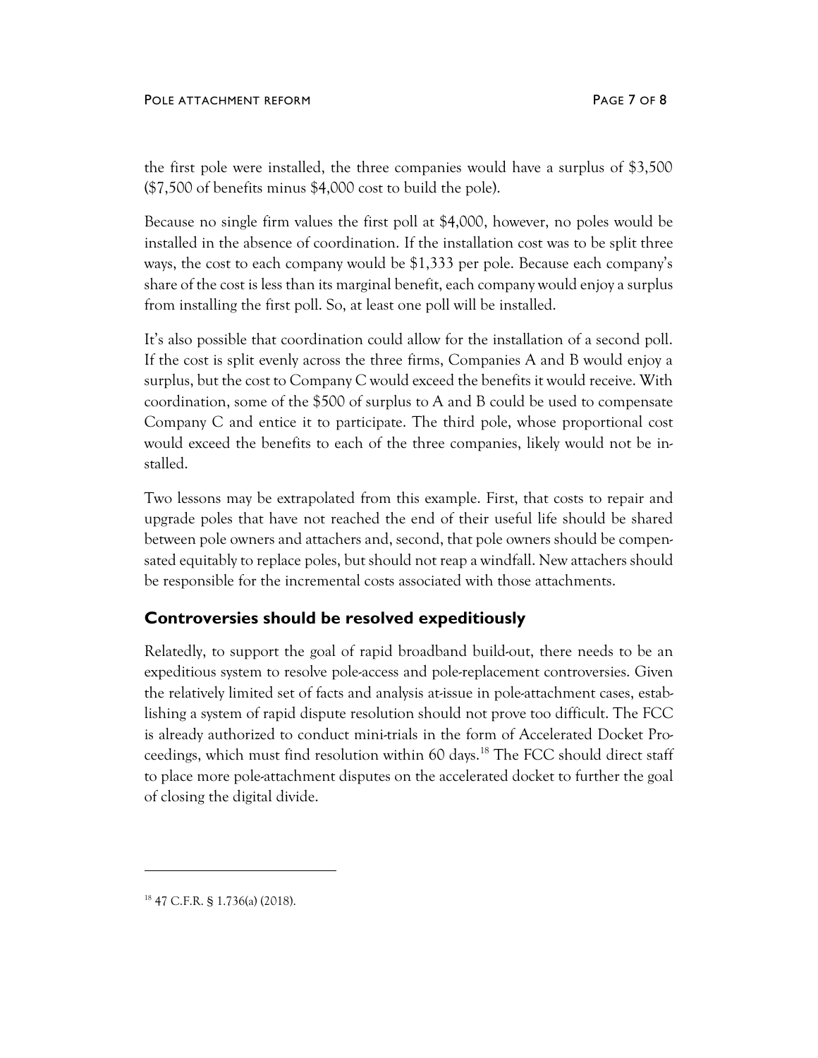the first pole were installed, the three companies would have a surplus of $3,500 ($7,500 of benefits minus $4,000 cost to build the pole).

Because no single firm values the first poll at $4,000, however, no poles would be installed in the absence of coordination. If the installation cost was to be split three ways, the cost to each company would be $1,333 per pole. Because each company's share of the cost is less than its marginal benefit, each company would enjoy a surplus from installing the first poll. So, at least one poll will be installed.

It's also possible that coordination could allow for the installation of a second poll. If the cost is split evenly across the three firms, Companies A and B would enjoy a surplus, but the cost to Company C would exceed the benefits it would receive. With coordination, some of the $500 of surplus to A and B could be used to compensate Company C and entice it to participate. The third pole, whose proportional cost would exceed the benefits to each of the three companies, likely would not be installed.

Two lessons may be extrapolated from this example. First, that costs to repair and upgrade poles that have not reached the end of their useful life should be shared between pole owners and attachers and, second, that pole owners should be compensated equitably to replace poles, but should not reap a windfall. New attachers should be responsible for the incremental costs associated with those attachments.

## Controversies should be resolved expeditiously

Relatedly, to support the goal of rapid broadband build-out, there needs to be an expeditious system to resolve pole-access and pole-replacement controversies. Given the relatively limited set of facts and analysis at-issue in pole-attachment cases, establishing a system of rapid dispute resolution should not prove too difficult. The FCC is already authorized to conduct mini-trials in the form of Accelerated Docket Proceedings, which must find resolution within 60 days.[18] The FCC should direct staff to place more pole-attachment disputes on the accelerated docket to further the goal of closing the digital divide.

---

[18] 47 C.F.R. § 1.736(a) (2018).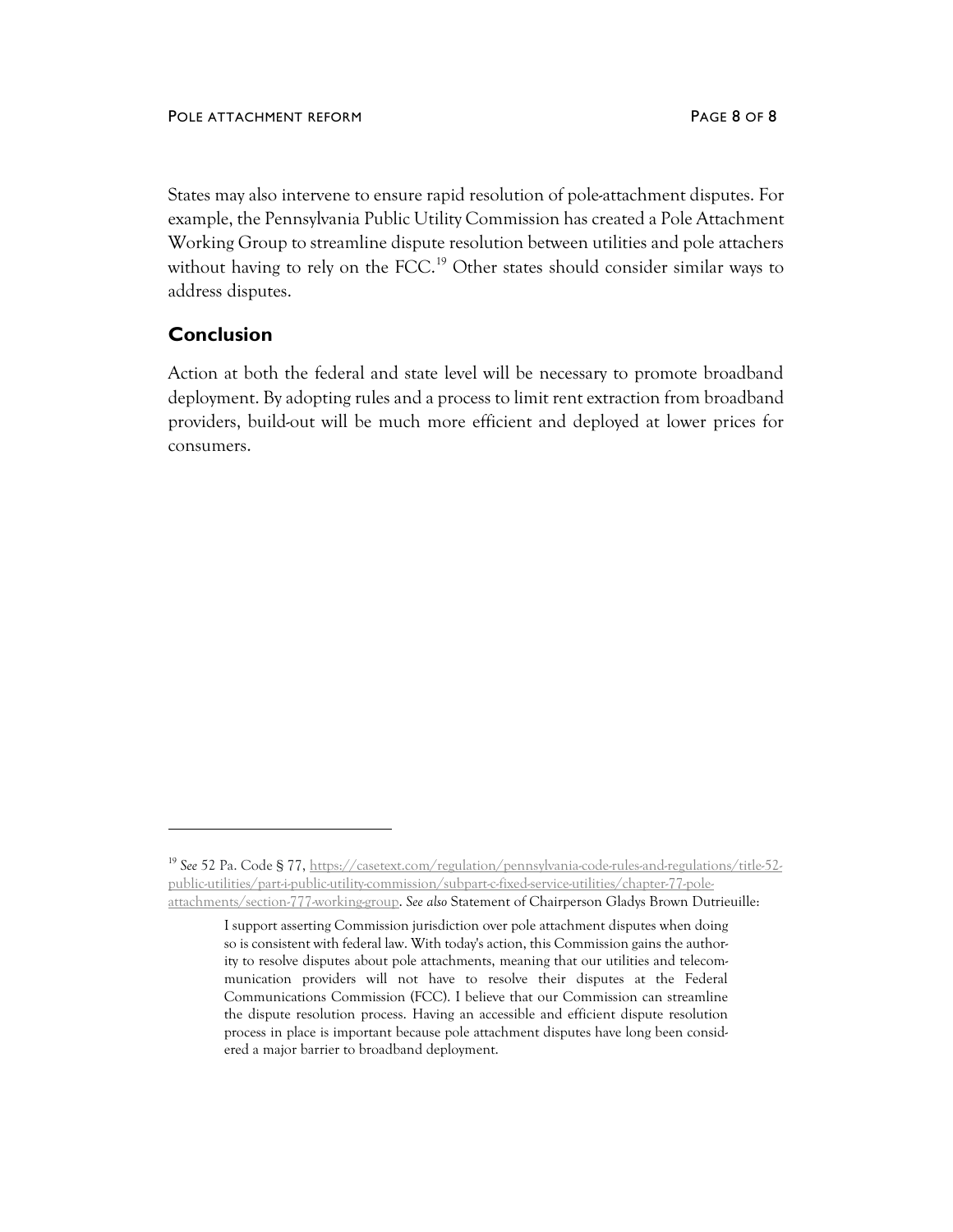States may also intervene to ensure rapid resolution of pole-attachment disputes. For example, the Pennsylvania Public Utility Commission has created a Pole Attachment Working Group to streamline dispute resolution between utilities and pole attachers without having to rely on the FCC.[19] Other states should consider similar ways to address disputes.

## Conclusion

Action at both the federal and state level will be necessary to promote broadband deployment. By adopting rules and a process to limit rent extraction from broadband providers, build-out will be much more efficient and deployed at lower prices for consumers.

---

[19] *See* 52 Pa. Code § 77, https://casetext.com/regulation/pennsylvania-code-rules-and-regulations/title-52-public-utilities/part-i-public-utility-commission/subpart-c-fixed-service-utilities/chapter-77-pole-attachments/section-777-working-group. *See also* Statement of Chairperson Gladys Brown Dutrieuille:

> I support asserting Commission jurisdiction over pole attachment disputes when doing so is consistent with federal law. With today's action, this Commission gains the authority to resolve disputes about pole attachments, meaning that our utilities and telecommunication providers will not have to resolve their disputes at the Federal Communications Commission (FCC). I believe that our Commission can streamline the dispute resolution process. Having an accessible and efficient dispute resolution process in place is important because pole attachment disputes have long been considered a major barrier to broadband deployment.